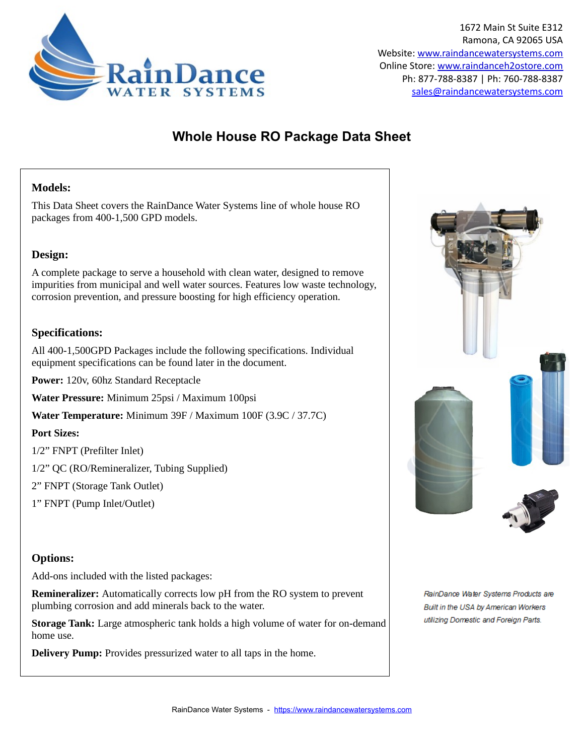1672 Main St Suite E312
Ramona, CA 92065 USA
Website: www.raindancewatersystems.com
Online Store: www.raindanceh2ostore.com
Ph: 877-788-8387 | Ph: 760-788-8387
sales@raindancewatersystems.com

# Whole House RO Package Data Sheet

## Models:

This Data Sheet covers the RainDance Water Systems line of whole house RO packages from 400-1,500 GPD models.

## Design:

A complete package to serve a household with clean water, designed to remove impurities from municipal and well water sources. Features low waste technology, corrosion prevention, and pressure boosting for high efficiency operation.

## Specifications:

All 400-1,500GPD Packages include the following specifications. Individual equipment specifications can be found later in the document.

**Power:** 120v, 60hz Standard Receptacle

**Water Pressure:** Minimum 25psi / Maximum 100psi

**Water Temperature:** Minimum 39F / Maximum 100F (3.9C / 37.7C)

**Port Sizes:**

1/2” FNPT (Prefilter Inlet)

1/2” QC (RO/Remineralizer, Tubing Supplied)

2” FNPT (Storage Tank Outlet)

1” FNPT (Pump Inlet/Outlet)

## Options:

Add-ons included with the listed packages:

**Remineralizer:** Automatically corrects low pH from the RO system to prevent plumbing corrosion and add minerals back to the water.

**Storage Tank:** Large atmospheric tank holds a high volume of water for on-demand home use.

**Delivery Pump:** Provides pressurized water to all taps in the home.

*RainDance Water Systems Products are Built in the USA by American Workers utilizing Domestic and Foreign Parts.*

RainDance Water Systems - https://www.raindancewatersystems.com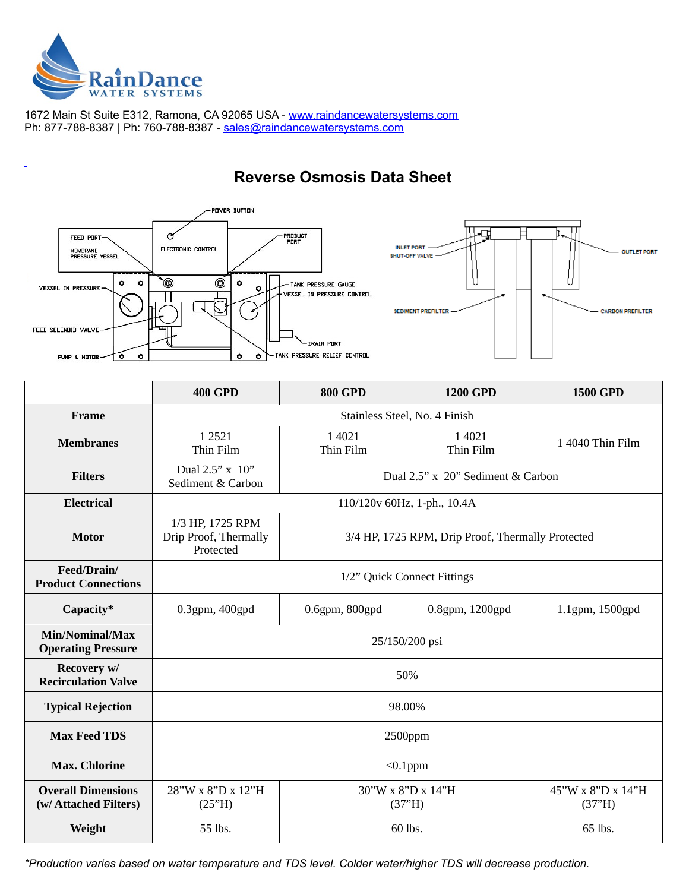RainDance WATER SYSTEMS

1672 Main St Suite E312, Ramona, CA 92065 USA - www.raindancewatersystems.com
Ph: 877-788-8387 | Ph: 760-788-8387 - sales@raindancewatersystems.com

# Reverse Osmosis Data Sheet

POWER BUTTON
FEED PORT
MEMBRANE PRESSURE VESSEL
ELECTRONIC CONTROL
PRODUCT PORT
VESSEL IN PRESSURE
TANK PRESSURE GAUGE
VESSEL IN PRESSURE CONTROL
FEED SOLENOID VALVE
DRAIN PORT
PUMP & MOTOR
TANK PRESSURE RELIEF CONTROL

INLET PORT
SHUT-OFF VALVE
OUTLET PORT
SEDIMENT PREFILTER
CARBON PREFILTER

| | 400 GPD | 800 GPD | 1200 GPD | 1500 GPD |
|---|---|---|---|---|
| **Frame** | Stainless Steel, No. 4 Finish | | | |
| **Membranes** | 1 2521 Thin Film | 1 4021 Thin Film | 1 4021 Thin Film | 1 4040 Thin Film |
| **Filters** | Dual 2.5" x 10" Sediment & Carbon | Dual 2.5" x 20" Sediment & Carbon | | |
| **Electrical** | 110/120v 60Hz, 1-ph., 10.4A | | | |
| **Motor** | 1/3 HP, 1725 RPM Drip Proof, Thermally Protected | 3/4 HP, 1725 RPM, Drip Proof, Thermally Protected | | |
| **Feed/Drain/ Product Connections** | 1/2" Quick Connect Fittings | | | |
| **Capacity*** | 0.3gpm, 400gpd | 0.6gpm, 800gpd | 0.8gpm, 1200gpd | 1.1gpm, 1500gpd |
| **Min/Nominal/Max Operating Pressure** | 25/150/200 psi | | | |
| **Recovery w/ Recirculation Valve** | 50% | | | |
| **Typical Rejection** | 98.00% | | | |
| **Max Feed TDS** | 2500ppm | | | |
| **Max. Chlorine** | <0.1ppm | | | |
| **Overall Dimensions (w/ Attached Filters)** | 28"W x 8"D x 12"H (25"H) | 30"W x 8"D x 14"H (37"H) | | 45"W x 8"D x 14"H (37"H) |
| **Weight** | 55 lbs. | 60 lbs. | | 65 lbs. |

*\*Production varies based on water temperature and TDS level. Colder water/higher TDS will decrease production.*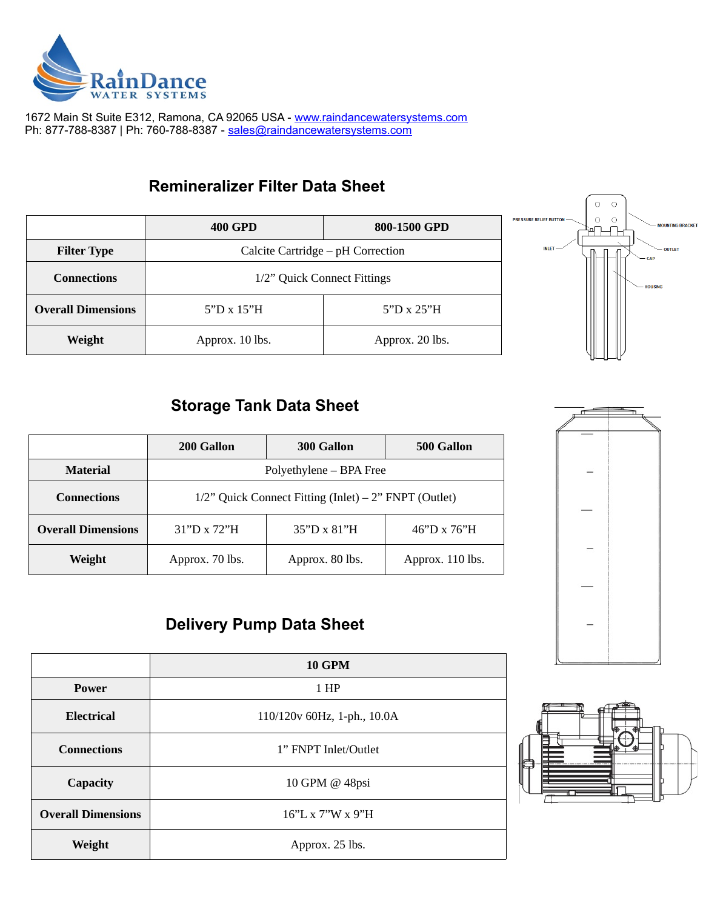RainDance WATER SYSTEMS

1672 Main St Suite E312, Ramona, CA 92065 USA - www.raindancewatersystems.com
Ph: 877-788-8387 | Ph: 760-788-8387 - sales@raindancewatersystems.com

## Remineralizer Filter Data Sheet

| | 400 GPD | 800-1500 GPD |
|---|---|---|
| **Filter Type** | Calcite Cartridge – pH Correction | |
| **Connections** | 1/2" Quick Connect Fittings | |
| **Overall Dimensions** | 5"D x 15"H | 5"D x 25"H |
| **Weight** | Approx. 10 lbs. | Approx. 20 lbs. |

PRESSURE RELIEF BUTTON
MOUNTING BRACKET
INLET
OUTLET
CAP
HOUSING

## Storage Tank Data Sheet

| | 200 Gallon | 300 Gallon | 500 Gallon |
|---|---|---|---|
| **Material** | Polyethylene – BPA Free | | |
| **Connections** | 1/2" Quick Connect Fitting (Inlet) – 2" FNPT (Outlet) | | |
| **Overall Dimensions** | 31"D x 72"H | 35"D x 81"H | 46"D x 76"H |
| **Weight** | Approx. 70 lbs. | Approx. 80 lbs. | Approx. 110 lbs. |

## Delivery Pump Data Sheet

| | 10 GPM |
|---|---|
| **Power** | 1 HP |
| **Electrical** | 110/120v 60Hz, 1-ph., 10.0A |
| **Connections** | 1" FNPT Inlet/Outlet |
| **Capacity** | 10 GPM @ 48psi |
| **Overall Dimensions** | 16"L x 7"W x 9"H |
| **Weight** | Approx. 25 lbs. |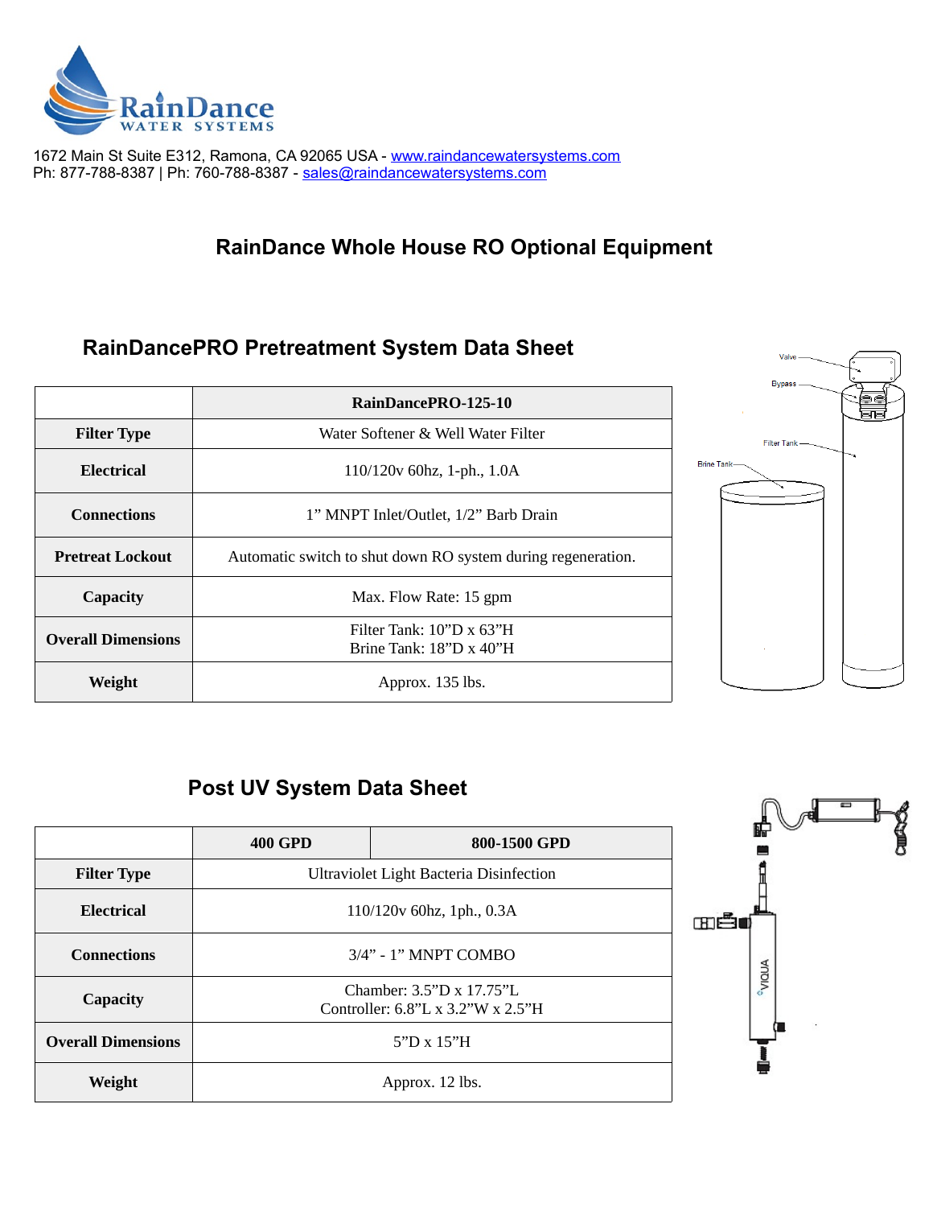RainDance WATER SYSTEMS

1672 Main St Suite E312, Ramona, CA 92065 USA - www.raindancewatersystems.com
Ph: 877-788-8387 | Ph: 760-788-8387 - sales@raindancewatersystems.com

# RainDance Whole House RO Optional Equipment

## RainDancePRO Pretreatment System Data Sheet

| | RainDancePRO-125-10 |
|---|---|
| **Filter Type** | Water Softener & Well Water Filter |
| **Electrical** | 110/120v 60hz, 1-ph., 1.0A |
| **Connections** | 1" MNPT Inlet/Outlet, 1/2" Barb Drain |
| **Pretreat Lockout** | Automatic switch to shut down RO system during regeneration. |
| **Capacity** | Max. Flow Rate: 15 gpm |
| **Overall Dimensions** | Filter Tank: 10"D x 63"H<br>Brine Tank: 18"D x 40"H |
| **Weight** | Approx. 135 lbs. |

Valve
Bypass
Filter Tank
Brine Tank

## Post UV System Data Sheet

| | 400 GPD | 800-1500 GPD |
|---|---|---|
| **Filter Type** | Ultraviolet Light Bacteria Disinfection | |
| **Electrical** | 110/120v 60hz, 1ph., 0.3A | |
| **Connections** | 3/4" - 1" MNPT COMBO | |
| **Capacity** | Chamber: 3.5"D x 17.75"L<br>Controller: 6.8"L x 3.2"W x 2.5"H | |
| **Overall Dimensions** | 5"D x 15"H | |
| **Weight** | Approx. 12 lbs. | |

VIQUA